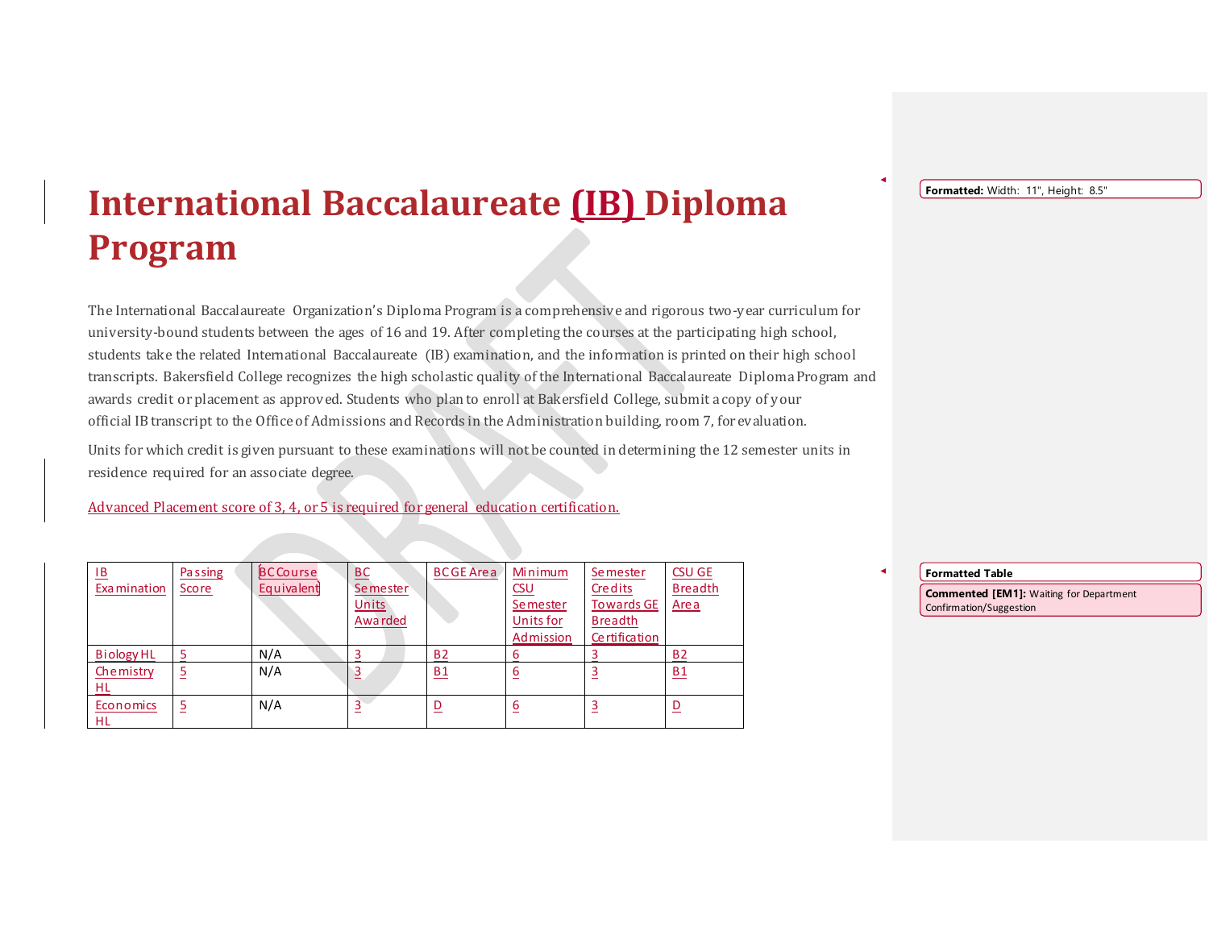# International Baccalaureate (IB) Diploma Program

The International Baccalaureate Organization's Diploma Program is a comprehensive and rigorous two-year curriculum for university-bound students between the ages of 16 and 19. After completing the courses at the participating high school, students take the related International Baccalaureate (IB) examination, and the information is printed on their high school transcripts. Bakersfield College recognizes the high scholastic quality of the International Baccalaureate Diploma Program and awards credit or placement as approved. Students who plan to enroll at Bakersfield College, submit a copy of your official IB transcript to the Office of Admissions and Records in the Administration building, room 7, for evaluation.

Units for which credit is given pursuant to these examinations will not be counted in determining the 12 semester units in residence required for an associate degree.

Advanced Placement score of 3, 4, or 5 is required for general education certification.

| IB Examination | Passing Score | BC Course Equivalent | BC Semester Units Awarded | BC GE Area | Minimum CSU Semester Units for Admission | Semester Credits Towards GE Breadth Certification | CSU GE Breadth Area |
|---|---|---|---|---|---|---|---|
| Biology HL | 5 | N/A | 3 | B2 | 6 | 3 | B2 |
| Chemistry HL | 5 | N/A | 3 | B1 | 6 | 3 | B1 |
| Economics HL | 5 | N/A | 3 | D | 6 | 3 | D |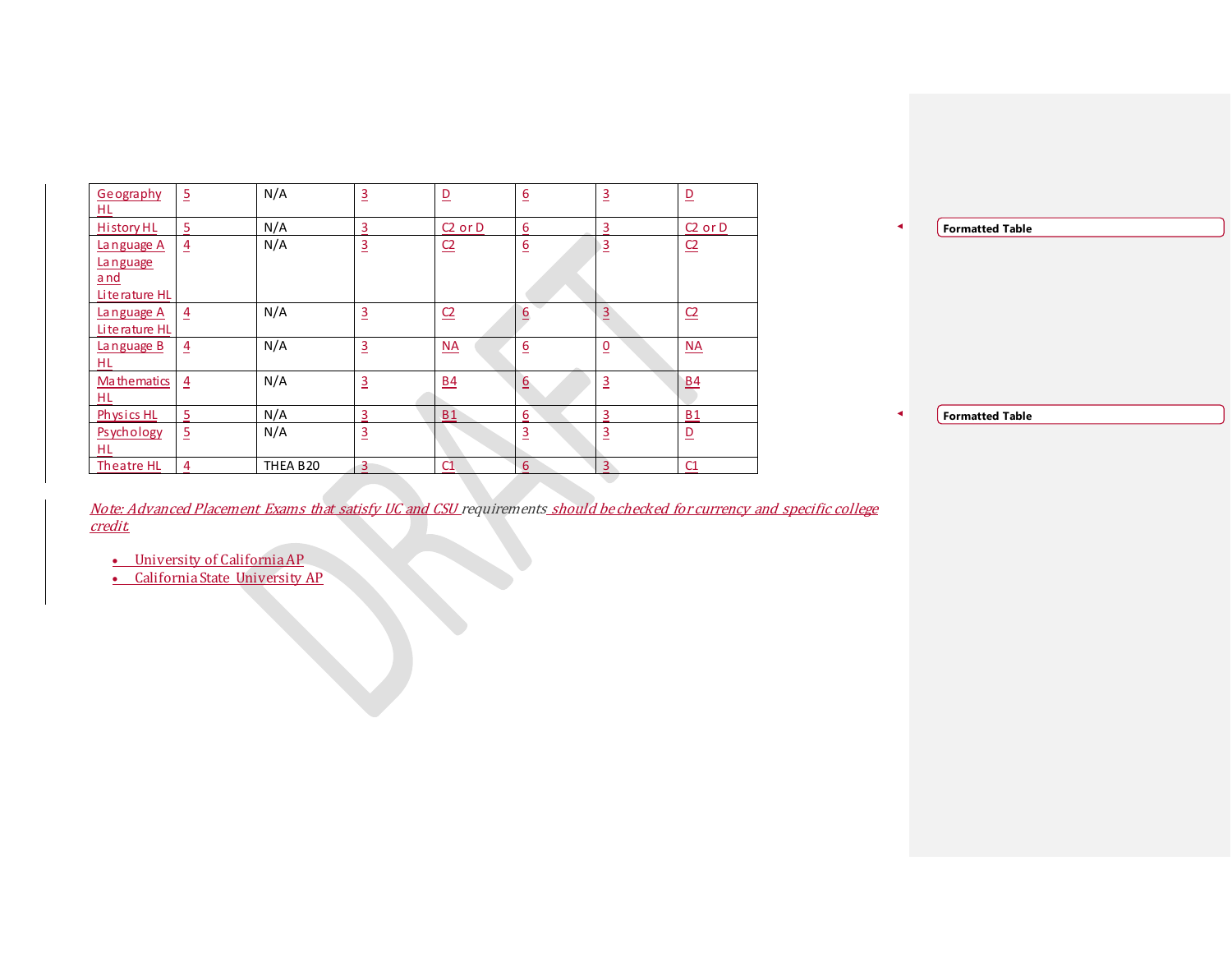| | | | | | | | |
|---|---|---|---|---|---|---|---|
| Geography HL | 5 | N/A | 3 | D | 6 | 3 | D |
| History HL | 5 | N/A | 3 | C2 or D | 6 | 3 | C2 or D |
| Language A Language and Literature HL | 4 | N/A | 3 | C2 | 6 | 3 | C2 |
| Language A Literature HL | 4 | N/A | 3 | C2 | 6 | 3 | C2 |
| Language B HL | 4 | N/A | 3 | NA | 6 | 0 | NA |
| Mathematics HL | 4 | N/A | 3 | B4 | 6 | 3 | B4 |
| Physics HL | 5 | N/A | 3 | B1 | 6 | 3 | B1 |
| Psychology HL | 5 | N/A | 3 | | 3 | 3 | D |
| Theatre HL | 4 | THEA B20 | 3 | C1 | 6 | 3 | C1 |

*Note: Advanced Placement Exams that satisfy UC and CSU requirements should be checked for currency and specific college credit.*

- University of California AP
- California State University AP